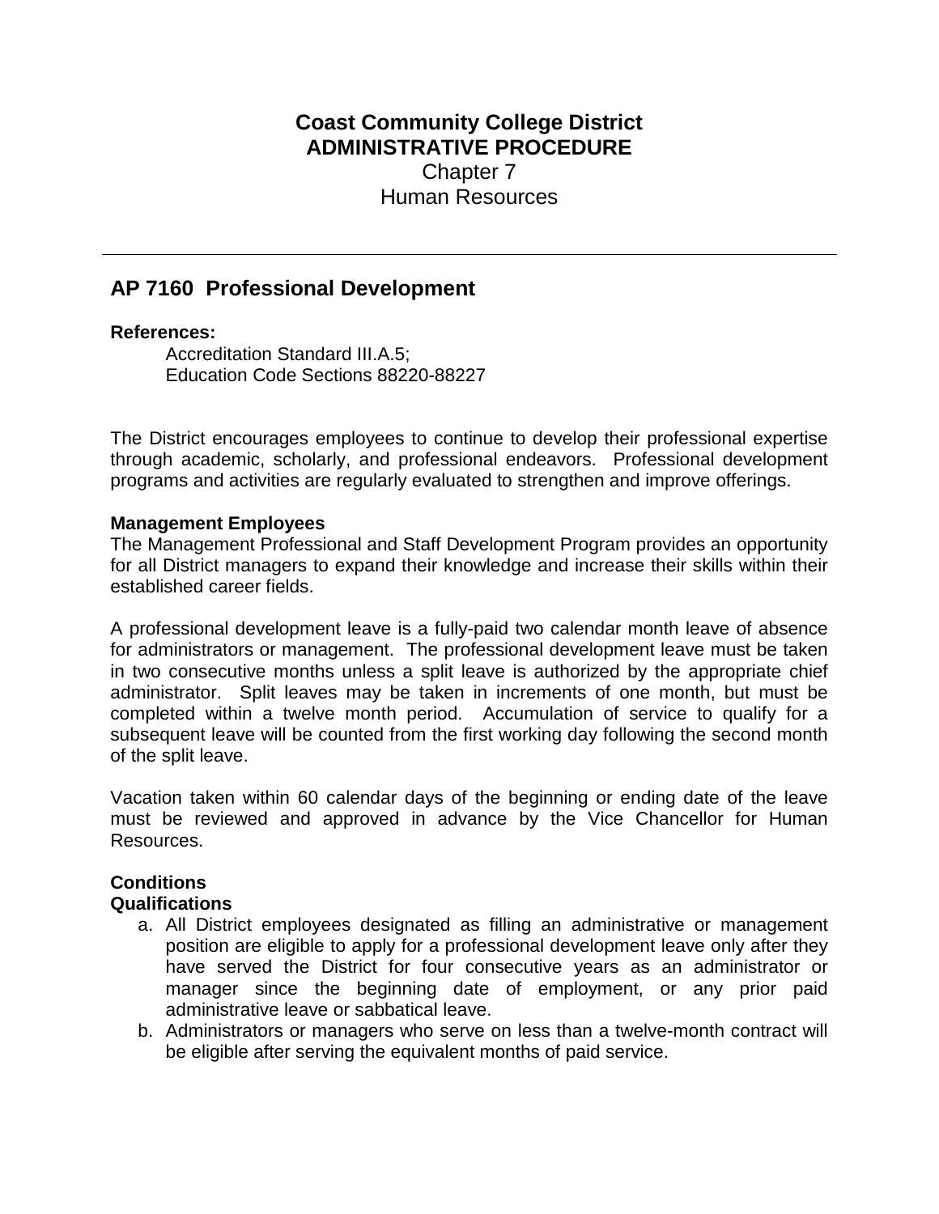# Coast Community College District
# ADMINISTRATIVE PROCEDURE

Chapter 7

Human Resources

---

## AP 7160 Professional Development

**References:**

Accreditation Standard III.A.5;
Education Code Sections 88220-88227

The District encourages employees to continue to develop their professional expertise through academic, scholarly, and professional endeavors. Professional development programs and activities are regularly evaluated to strengthen and improve offerings.

**Management Employees**

The Management Professional and Staff Development Program provides an opportunity for all District managers to expand their knowledge and increase their skills within their established career fields.

A professional development leave is a fully-paid two calendar month leave of absence for administrators or management. The professional development leave must be taken in two consecutive months unless a split leave is authorized by the appropriate chief administrator. Split leaves may be taken in increments of one month, but must be completed within a twelve month period. Accumulation of service to qualify for a subsequent leave will be counted from the first working day following the second month of the split leave.

Vacation taken within 60 calendar days of the beginning or ending date of the leave must be reviewed and approved in advance by the Vice Chancellor for Human Resources.

**Conditions**

**Qualifications**

a. All District employees designated as filling an administrative or management position are eligible to apply for a professional development leave only after they have served the District for four consecutive years as an administrator or manager since the beginning date of employment, or any prior paid administrative leave or sabbatical leave.
b. Administrators or managers who serve on less than a twelve-month contract will be eligible after serving the equivalent months of paid service.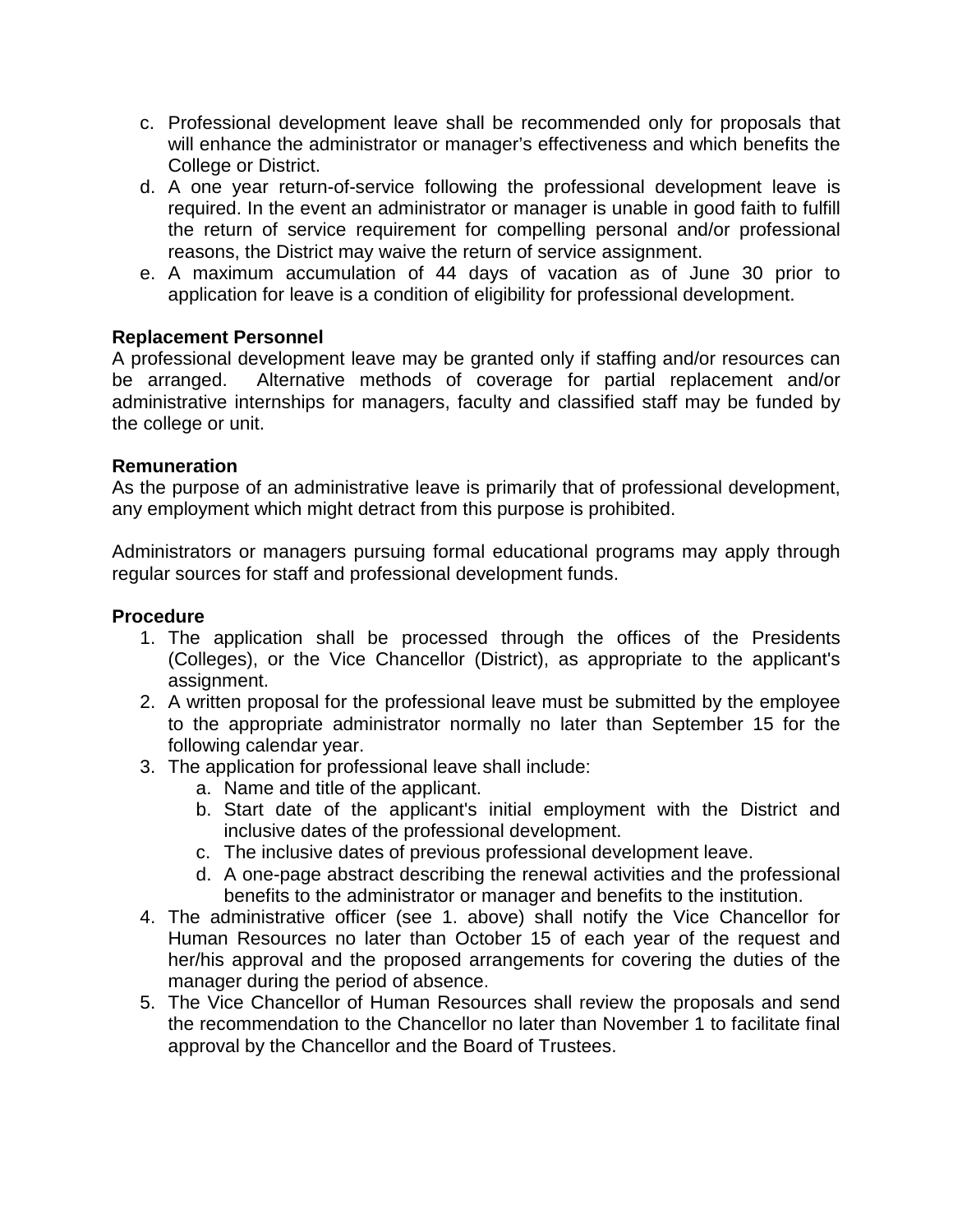c. Professional development leave shall be recommended only for proposals that will enhance the administrator or manager's effectiveness and which benefits the College or District.
d. A one year return-of-service following the professional development leave is required. In the event an administrator or manager is unable in good faith to fulfill the return of service requirement for compelling personal and/or professional reasons, the District may waive the return of service assignment.
e. A maximum accumulation of 44 days of vacation as of June 30 prior to application for leave is a condition of eligibility for professional development.

**Replacement Personnel**
A professional development leave may be granted only if staffing and/or resources can be arranged. Alternative methods of coverage for partial replacement and/or administrative internships for managers, faculty and classified staff may be funded by the college or unit.

**Remuneration**
As the purpose of an administrative leave is primarily that of professional development, any employment which might detract from this purpose is prohibited.

Administrators or managers pursuing formal educational programs may apply through regular sources for staff and professional development funds.

**Procedure**

1. The application shall be processed through the offices of the Presidents (Colleges), or the Vice Chancellor (District), as appropriate to the applicant's assignment.
2. A written proposal for the professional leave must be submitted by the employee to the appropriate administrator normally no later than September 15 for the following calendar year.
3. The application for professional leave shall include:
    a. Name and title of the applicant.
    b. Start date of the applicant's initial employment with the District and inclusive dates of the professional development.
    c. The inclusive dates of previous professional development leave.
    d. A one-page abstract describing the renewal activities and the professional benefits to the administrator or manager and benefits to the institution.
4. The administrative officer (see 1. above) shall notify the Vice Chancellor for Human Resources no later than October 15 of each year of the request and her/his approval and the proposed arrangements for covering the duties of the manager during the period of absence.
5. The Vice Chancellor of Human Resources shall review the proposals and send the recommendation to the Chancellor no later than November 1 to facilitate final approval by the Chancellor and the Board of Trustees.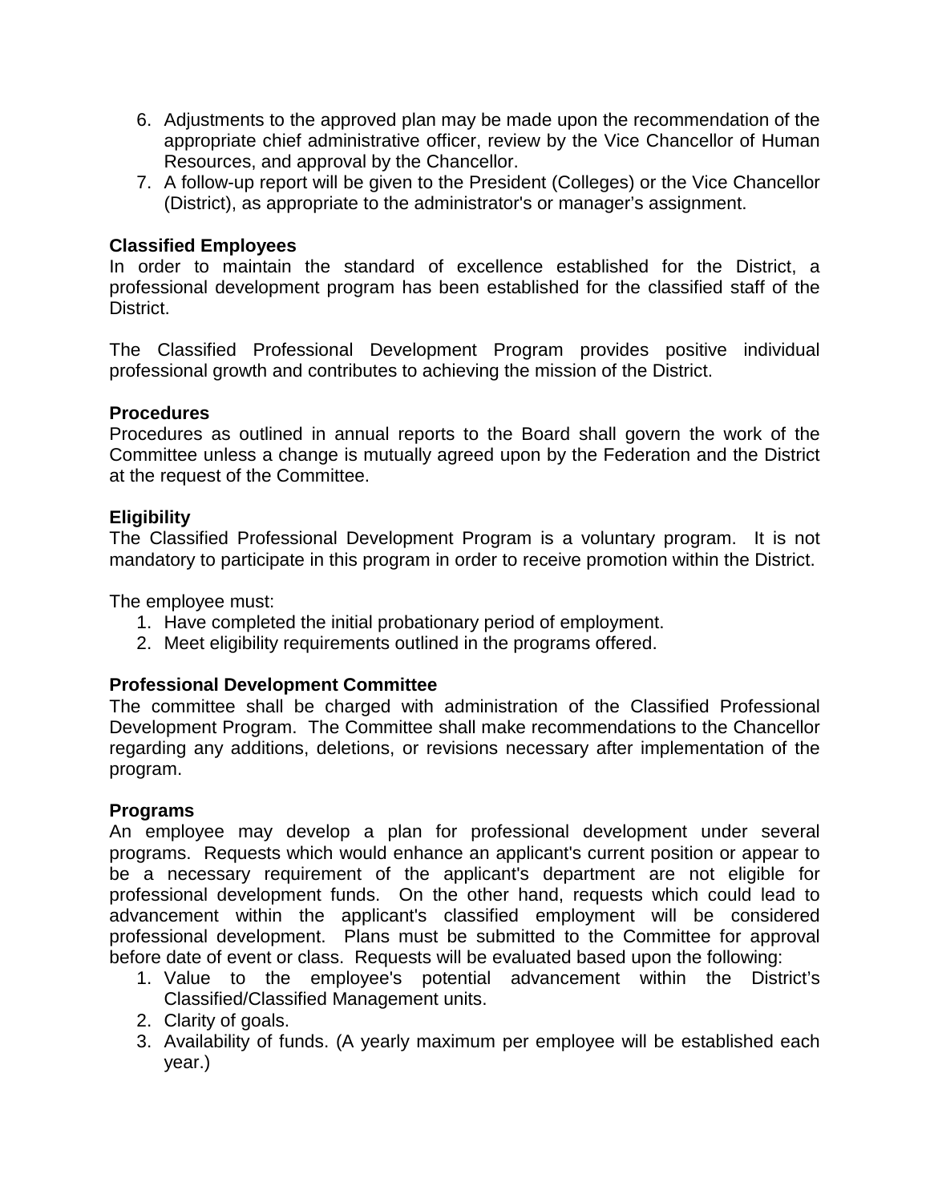6. Adjustments to the approved plan may be made upon the recommendation of the appropriate chief administrative officer, review by the Vice Chancellor of Human Resources, and approval by the Chancellor.
7. A follow-up report will be given to the President (Colleges) or the Vice Chancellor (District), as appropriate to the administrator's or manager's assignment.

**Classified Employees**
In order to maintain the standard of excellence established for the District, a professional development program has been established for the classified staff of the District.

The Classified Professional Development Program provides positive individual professional growth and contributes to achieving the mission of the District.

**Procedures**
Procedures as outlined in annual reports to the Board shall govern the work of the Committee unless a change is mutually agreed upon by the Federation and the District at the request of the Committee.

**Eligibility**
The Classified Professional Development Program is a voluntary program. It is not mandatory to participate in this program in order to receive promotion within the District.

The employee must:

1. Have completed the initial probationary period of employment.
2. Meet eligibility requirements outlined in the programs offered.

**Professional Development Committee**
The committee shall be charged with administration of the Classified Professional Development Program. The Committee shall make recommendations to the Chancellor regarding any additions, deletions, or revisions necessary after implementation of the program.

**Programs**
An employee may develop a plan for professional development under several programs. Requests which would enhance an applicant's current position or appear to be a necessary requirement of the applicant's department are not eligible for professional development funds. On the other hand, requests which could lead to advancement within the applicant's classified employment will be considered professional development. Plans must be submitted to the Committee for approval before date of event or class. Requests will be evaluated based upon the following:

1. Value to the employee's potential advancement within the District's Classified/Classified Management units.
2. Clarity of goals.
3. Availability of funds. (A yearly maximum per employee will be established each year.)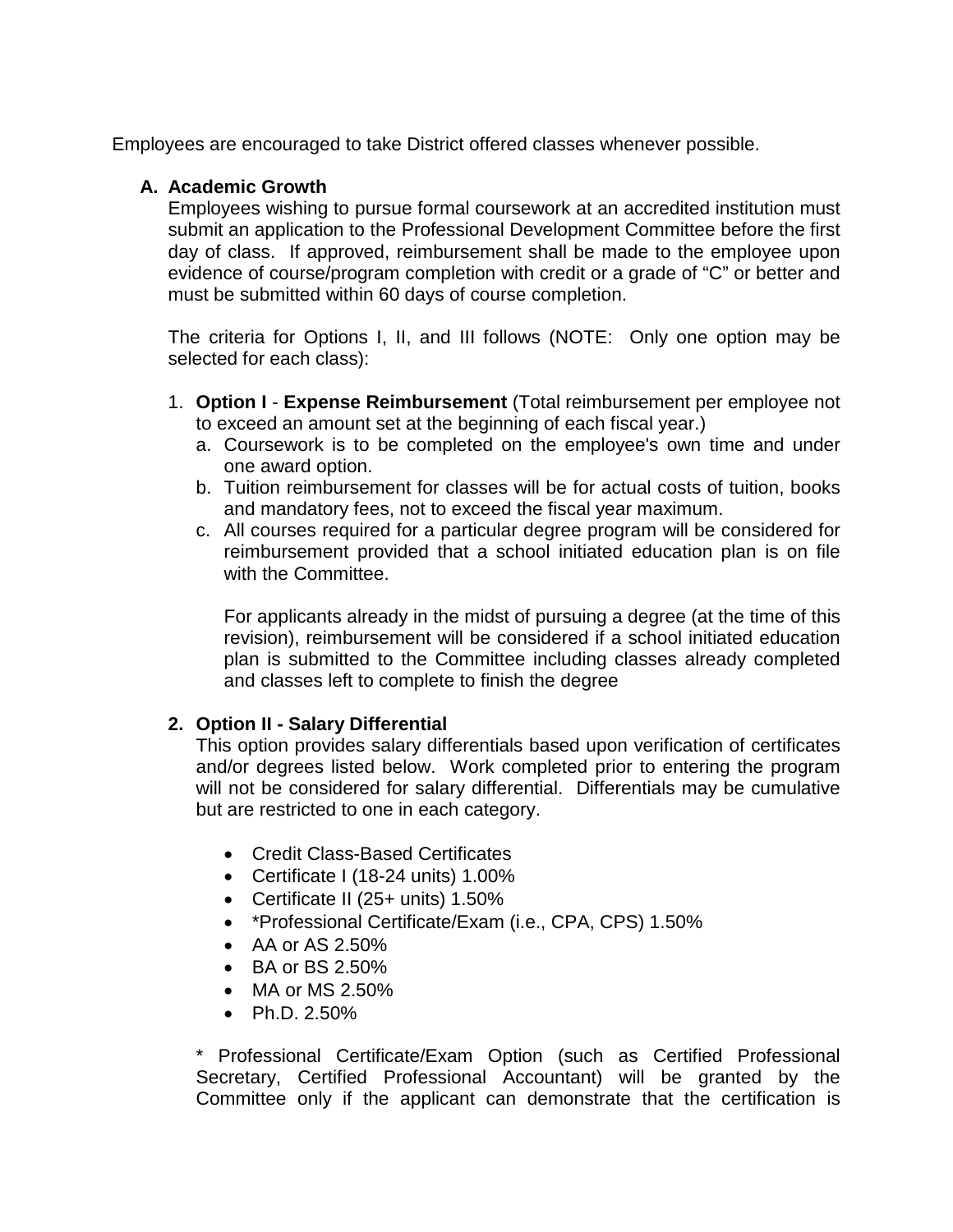Employees are encouraged to take District offered classes whenever possible.

**A. Academic Growth**

Employees wishing to pursue formal coursework at an accredited institution must submit an application to the Professional Development Committee before the first day of class. If approved, reimbursement shall be made to the employee upon evidence of course/program completion with credit or a grade of "C" or better and must be submitted within 60 days of course completion.

The criteria for Options I, II, and III follows (NOTE: Only one option may be selected for each class):

1. **Option I** - **Expense Reimbursement** (Total reimbursement per employee not to exceed an amount set at the beginning of each fiscal year.)
   a. Coursework is to be completed on the employee's own time and under one award option.
   b. Tuition reimbursement for classes will be for actual costs of tuition, books and mandatory fees, not to exceed the fiscal year maximum.
   c. All courses required for a particular degree program will be considered for reimbursement provided that a school initiated education plan is on file with the Committee.

   For applicants already in the midst of pursuing a degree (at the time of this revision), reimbursement will be considered if a school initiated education plan is submitted to the Committee including classes already completed and classes left to complete to finish the degree

2. **Option II - Salary Differential**

   This option provides salary differentials based upon verification of certificates and/or degrees listed below. Work completed prior to entering the program will not be considered for salary differential. Differentials may be cumulative but are restricted to one in each category.

   - Credit Class-Based Certificates
   - Certificate I (18-24 units) 1.00%
   - Certificate II (25+ units) 1.50%
   - *Professional Certificate/Exam (i.e., CPA, CPS) 1.50%
   - AA or AS 2.50%
   - BA or BS 2.50%
   - MA or MS 2.50%
   - Ph.D. 2.50%

   * Professional Certificate/Exam Option (such as Certified Professional Secretary, Certified Professional Accountant) will be granted by the Committee only if the applicant can demonstrate that the certification is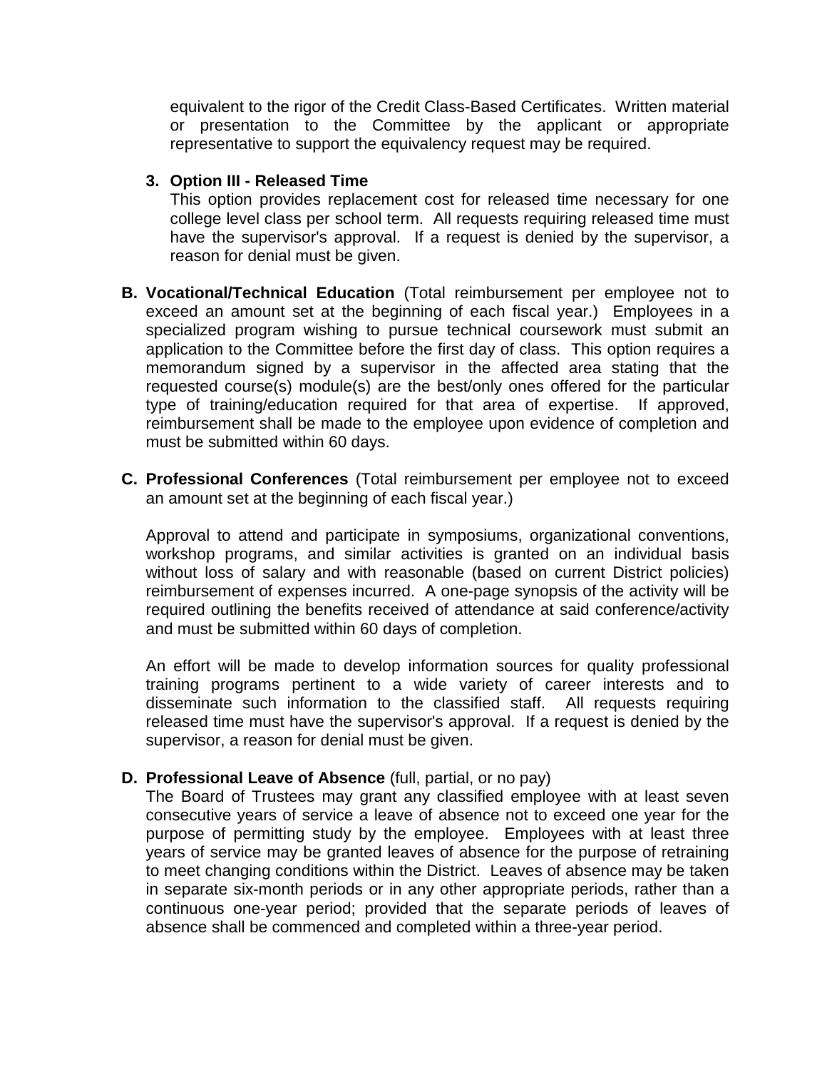equivalent to the rigor of the Credit Class-Based Certificates. Written material or presentation to the Committee by the applicant or appropriate representative to support the equivalency request may be required.

3. **Option III - Released Time**
   This option provides replacement cost for released time necessary for one college level class per school term. All requests requiring released time must have the supervisor's approval. If a request is denied by the supervisor, a reason for denial must be given.

**B. Vocational/Technical Education** (Total reimbursement per employee not to exceed an amount set at the beginning of each fiscal year.) Employees in a specialized program wishing to pursue technical coursework must submit an application to the Committee before the first day of class. This option requires a memorandum signed by a supervisor in the affected area stating that the requested course(s) module(s) are the best/only ones offered for the particular type of training/education required for that area of expertise. If approved, reimbursement shall be made to the employee upon evidence of completion and must be submitted within 60 days.

**C. Professional Conferences** (Total reimbursement per employee not to exceed an amount set at the beginning of each fiscal year.)

Approval to attend and participate in symposiums, organizational conventions, workshop programs, and similar activities is granted on an individual basis without loss of salary and with reasonable (based on current District policies) reimbursement of expenses incurred. A one-page synopsis of the activity will be required outlining the benefits received of attendance at said conference/activity and must be submitted within 60 days of completion.

An effort will be made to develop information sources for quality professional training programs pertinent to a wide variety of career interests and to disseminate such information to the classified staff. All requests requiring released time must have the supervisor's approval. If a request is denied by the supervisor, a reason for denial must be given.

**D. Professional Leave of Absence** (full, partial, or no pay)
The Board of Trustees may grant any classified employee with at least seven consecutive years of service a leave of absence not to exceed one year for the purpose of permitting study by the employee. Employees with at least three years of service may be granted leaves of absence for the purpose of retraining to meet changing conditions within the District. Leaves of absence may be taken in separate six-month periods or in any other appropriate periods, rather than a continuous one-year period; provided that the separate periods of leaves of absence shall be commenced and completed within a three-year period.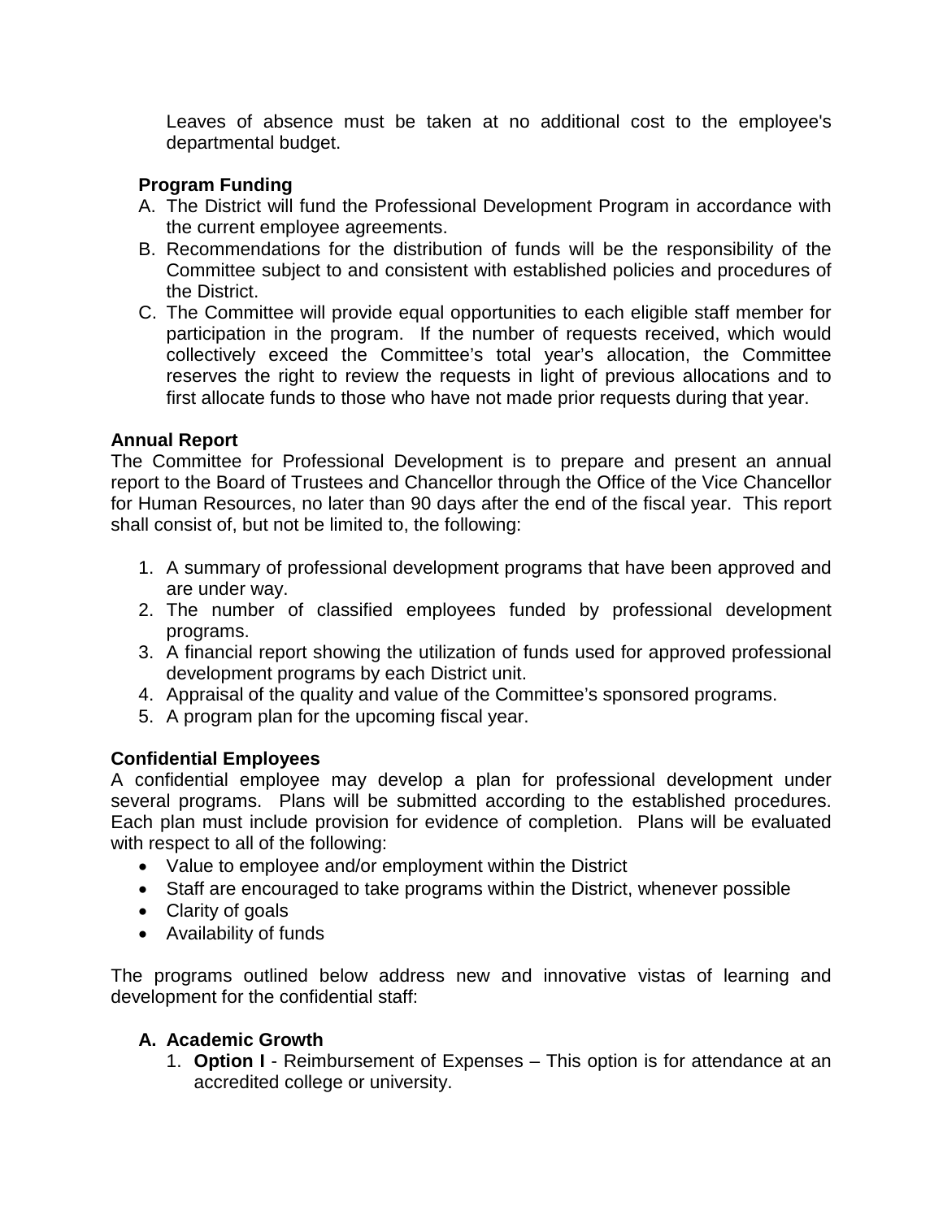Leaves of absence must be taken at no additional cost to the employee's departmental budget.

**Program Funding**

A. The District will fund the Professional Development Program in accordance with the current employee agreements.
B. Recommendations for the distribution of funds will be the responsibility of the Committee subject to and consistent with established policies and procedures of the District.
C. The Committee will provide equal opportunities to each eligible staff member for participation in the program. If the number of requests received, which would collectively exceed the Committee's total year's allocation, the Committee reserves the right to review the requests in light of previous allocations and to first allocate funds to those who have not made prior requests during that year.

**Annual Report**

The Committee for Professional Development is to prepare and present an annual report to the Board of Trustees and Chancellor through the Office of the Vice Chancellor for Human Resources, no later than 90 days after the end of the fiscal year. This report shall consist of, but not be limited to, the following:

1. A summary of professional development programs that have been approved and are under way.
2. The number of classified employees funded by professional development programs.
3. A financial report showing the utilization of funds used for approved professional development programs by each District unit.
4. Appraisal of the quality and value of the Committee's sponsored programs.
5. A program plan for the upcoming fiscal year.

**Confidential Employees**

A confidential employee may develop a plan for professional development under several programs. Plans will be submitted according to the established procedures. Each plan must include provision for evidence of completion. Plans will be evaluated with respect to all of the following:

- Value to employee and/or employment within the District
- Staff are encouraged to take programs within the District, whenever possible
- Clarity of goals
- Availability of funds

The programs outlined below address new and innovative vistas of learning and development for the confidential staff:

**A. Academic Growth**

1. **Option I** - Reimbursement of Expenses – This option is for attendance at an accredited college or university.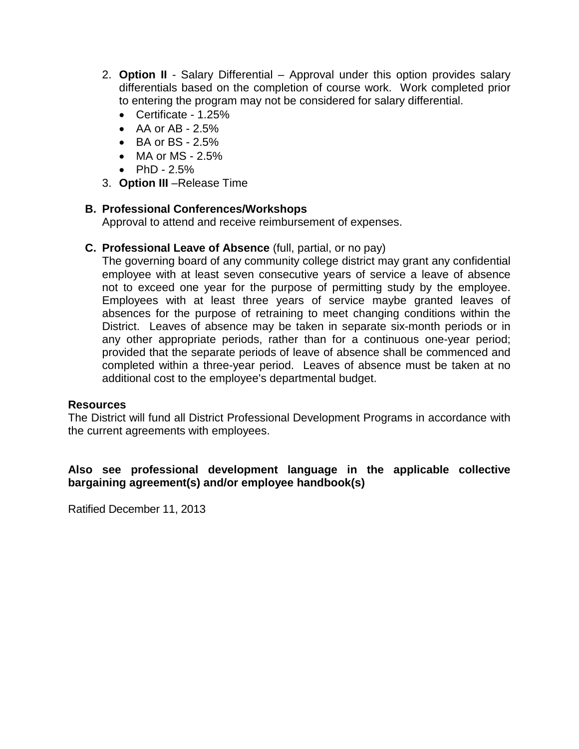2. **Option II** - Salary Differential – Approval under this option provides salary differentials based on the completion of course work. Work completed prior to entering the program may not be considered for salary differential.
   - Certificate - 1.25%
   - AA or AB - 2.5%
   - BA or BS - 2.5%
   - MA or MS - 2.5%
   - PhD - 2.5%
3. **Option III** –Release Time

**B. Professional Conferences/Workshops**

Approval to attend and receive reimbursement of expenses.

**C. Professional Leave of Absence** (full, partial, or no pay)

The governing board of any community college district may grant any confidential employee with at least seven consecutive years of service a leave of absence not to exceed one year for the purpose of permitting study by the employee. Employees with at least three years of service maybe granted leaves of absences for the purpose of retraining to meet changing conditions within the District. Leaves of absence may be taken in separate six-month periods or in any other appropriate periods, rather than for a continuous one-year period; provided that the separate periods of leave of absence shall be commenced and completed within a three-year period. Leaves of absence must be taken at no additional cost to the employee's departmental budget.

**Resources**

The District will fund all District Professional Development Programs in accordance with the current agreements with employees.

**Also see professional development language in the applicable collective bargaining agreement(s) and/or employee handbook(s)**

Ratified December 11, 2013